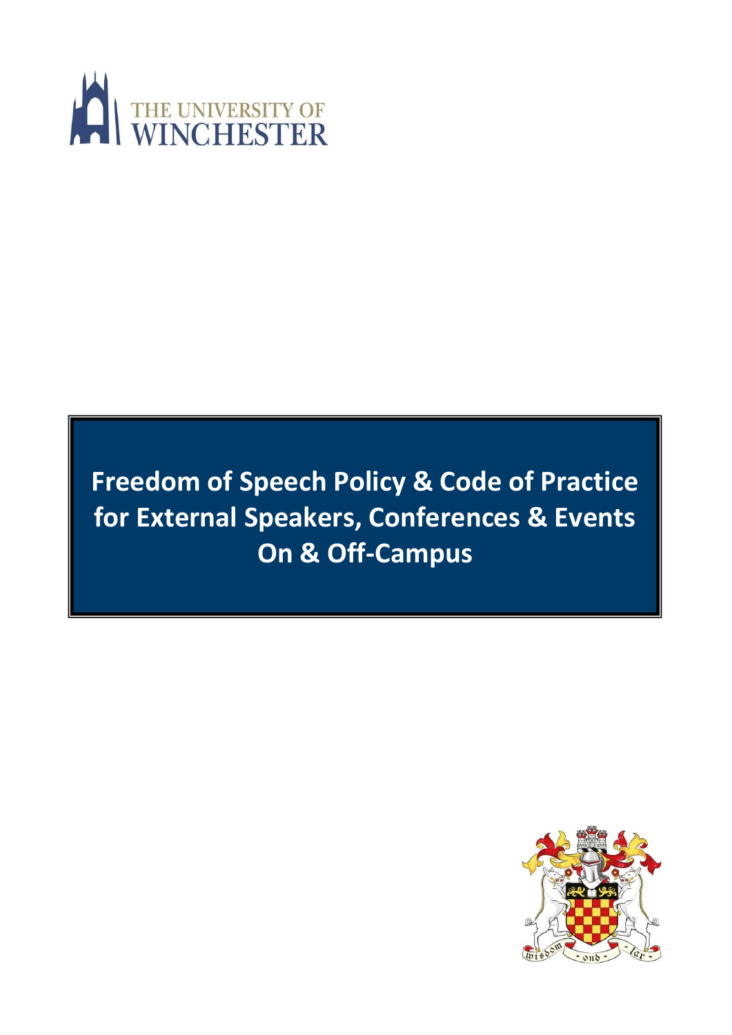THE UNIVERSITY OF WINCHESTER

# Freedom of Speech Policy & Code of Practice for External Speakers, Conferences & Events On & Off-Campus

wisdom and lar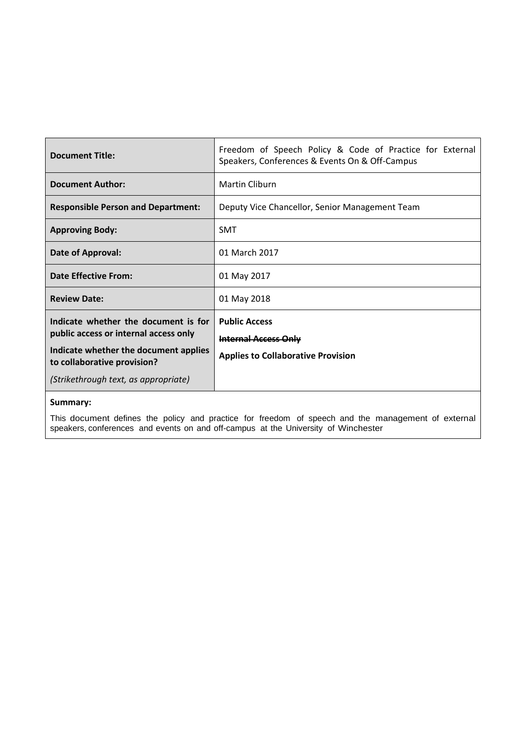| Document Title: | Freedom of Speech Policy & Code of Practice for External Speakers, Conferences & Events On & Off-Campus |
|---|---|
| **Document Author:** | Martin Cliburn |
| **Responsible Person and Department:** | Deputy Vice Chancellor, Senior Management Team |
| **Approving Body:** | SMT |
| **Date of Approval:** | 01 March 2017 |
| **Date Effective From:** | 01 May 2017 |
| **Review Date:** | 01 May 2018 |
| **Indicate whether the document is for public access or internal access only**<br>**Indicate whether the document applies to collaborative provision?**<br>*(Strikethrough text, as appropriate)* | **Public Access**<br>~~**Internal Access Only**~~<br>**Applies to Collaborative Provision** |

**Summary:**

This document defines the policy and practice for freedom of speech and the management of external speakers, conferences and events on and off-campus at the University of Winchester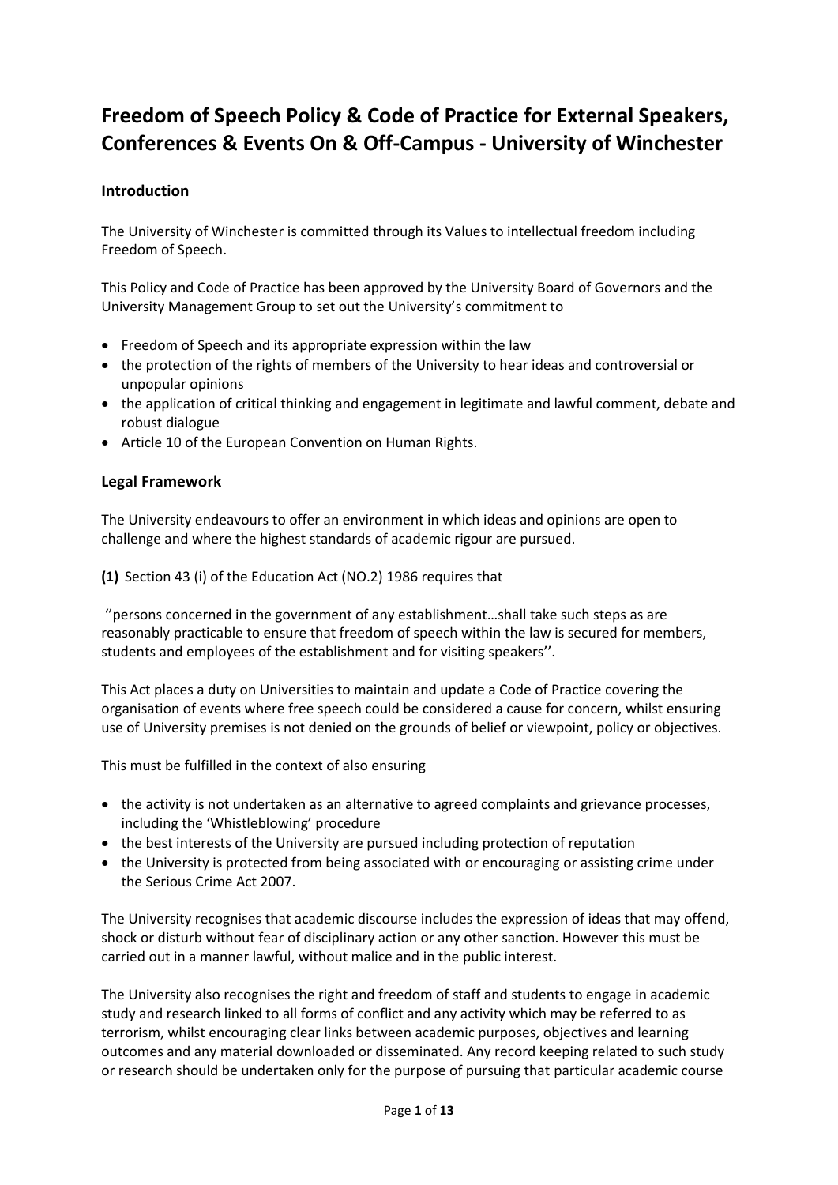# Freedom of Speech Policy & Code of Practice for External Speakers, Conferences & Events On & Off-Campus - University of Winchester

## Introduction

The University of Winchester is committed through its Values to intellectual freedom including Freedom of Speech.

This Policy and Code of Practice has been approved by the University Board of Governors and the University Management Group to set out the University's commitment to

- Freedom of Speech and its appropriate expression within the law
- the protection of the rights of members of the University to hear ideas and controversial or unpopular opinions
- the application of critical thinking and engagement in legitimate and lawful comment, debate and robust dialogue
- Article 10 of the European Convention on Human Rights.

## Legal Framework

The University endeavours to offer an environment in which ideas and opinions are open to challenge and where the highest standards of academic rigour are pursued.

**(1)** Section 43 (i) of the Education Act (NO.2) 1986 requires that

''persons concerned in the government of any establishment…shall take such steps as are reasonably practicable to ensure that freedom of speech within the law is secured for members, students and employees of the establishment and for visiting speakers''.

This Act places a duty on Universities to maintain and update a Code of Practice covering the organisation of events where free speech could be considered a cause for concern, whilst ensuring use of University premises is not denied on the grounds of belief or viewpoint, policy or objectives.

This must be fulfilled in the context of also ensuring

- the activity is not undertaken as an alternative to agreed complaints and grievance processes, including the 'Whistleblowing' procedure
- the best interests of the University are pursued including protection of reputation
- the University is protected from being associated with or encouraging or assisting crime under the Serious Crime Act 2007.

The University recognises that academic discourse includes the expression of ideas that may offend, shock or disturb without fear of disciplinary action or any other sanction. However this must be carried out in a manner lawful, without malice and in the public interest.

The University also recognises the right and freedom of staff and students to engage in academic study and research linked to all forms of conflict and any activity which may be referred to as terrorism, whilst encouraging clear links between academic purposes, objectives and learning outcomes and any material downloaded or disseminated. Any record keeping related to such study or research should be undertaken only for the purpose of pursuing that particular academic course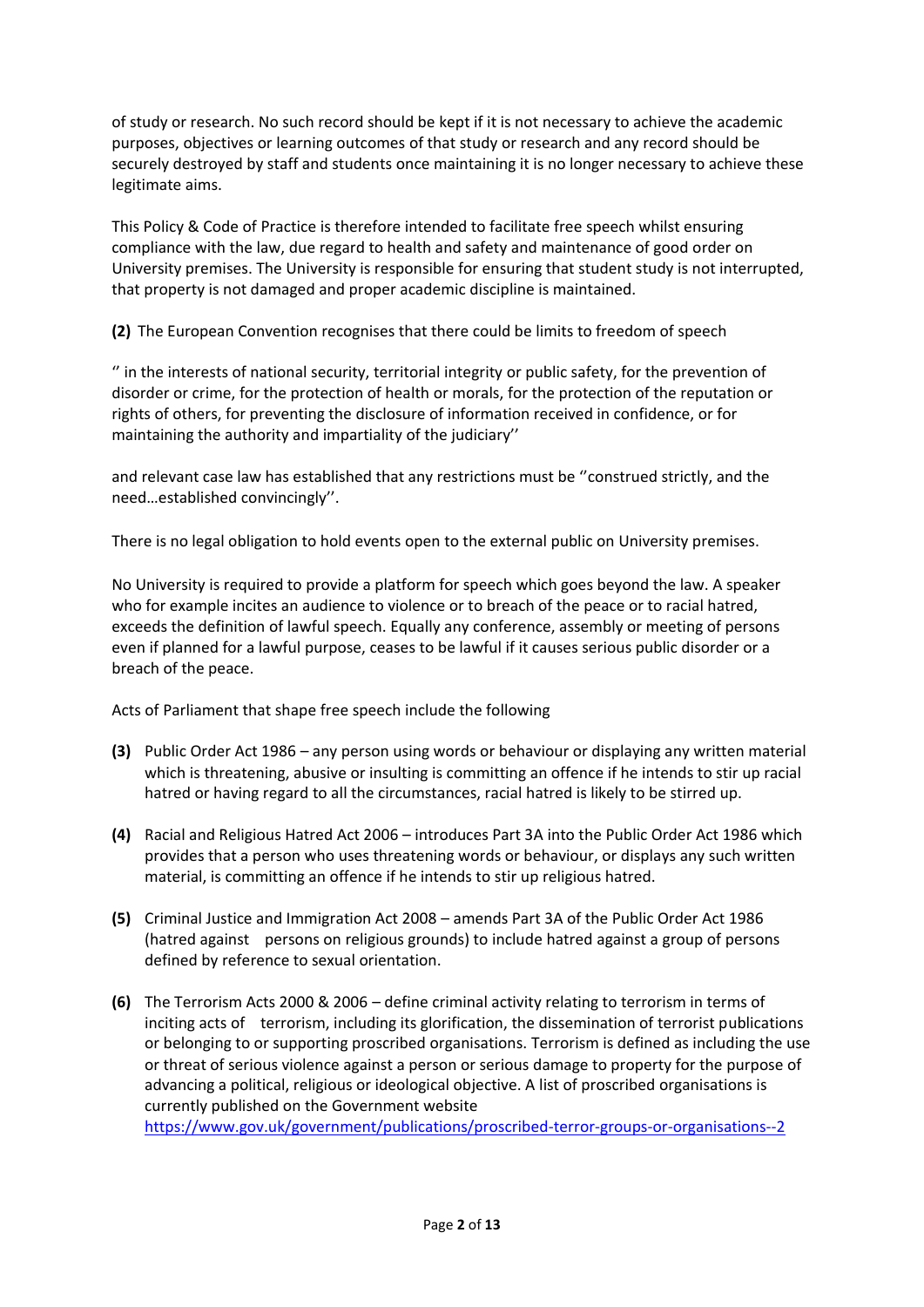of study or research. No such record should be kept if it is not necessary to achieve the academic purposes, objectives or learning outcomes of that study or research and any record should be securely destroyed by staff and students once maintaining it is no longer necessary to achieve these legitimate aims.

This Policy & Code of Practice is therefore intended to facilitate free speech whilst ensuring compliance with the law, due regard to health and safety and maintenance of good order on University premises. The University is responsible for ensuring that student study is not interrupted, that property is not damaged and proper academic discipline is maintained.

**(2)** The European Convention recognises that there could be limits to freedom of speech

'' in the interests of national security, territorial integrity or public safety, for the prevention of disorder or crime, for the protection of health or morals, for the protection of the reputation or rights of others, for preventing the disclosure of information received in confidence, or for maintaining the authority and impartiality of the judiciary''

and relevant case law has established that any restrictions must be ''construed strictly, and the need…established convincingly''.

There is no legal obligation to hold events open to the external public on University premises.

No University is required to provide a platform for speech which goes beyond the law. A speaker who for example incites an audience to violence or to breach of the peace or to racial hatred, exceeds the definition of lawful speech. Equally any conference, assembly or meeting of persons even if planned for a lawful purpose, ceases to be lawful if it causes serious public disorder or a breach of the peace.

Acts of Parliament that shape free speech include the following

**(3)** Public Order Act 1986 – any person using words or behaviour or displaying any written material which is threatening, abusive or insulting is committing an offence if he intends to stir up racial hatred or having regard to all the circumstances, racial hatred is likely to be stirred up.

**(4)** Racial and Religious Hatred Act 2006 – introduces Part 3A into the Public Order Act 1986 which provides that a person who uses threatening words or behaviour, or displays any such written material, is committing an offence if he intends to stir up religious hatred.

**(5)** Criminal Justice and Immigration Act 2008 – amends Part 3A of the Public Order Act 1986 (hatred against persons on religious grounds) to include hatred against a group of persons defined by reference to sexual orientation.

**(6)** The Terrorism Acts 2000 & 2006 – define criminal activity relating to terrorism in terms of inciting acts of terrorism, including its glorification, the dissemination of terrorist publications or belonging to or supporting proscribed organisations. Terrorism is defined as including the use or threat of serious violence against a person or serious damage to property for the purpose of advancing a political, religious or ideological objective. A list of proscribed organisations is currently published on the Government website https://www.gov.uk/government/publications/proscribed-terror-groups-or-organisations--2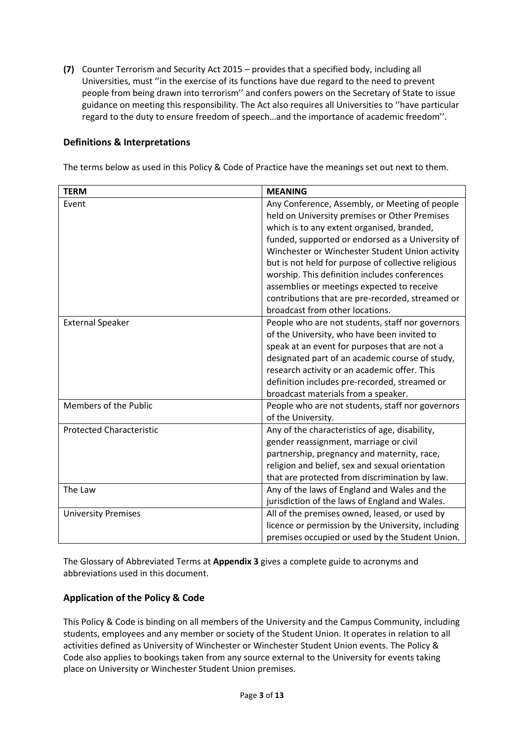**(7)** Counter Terrorism and Security Act 2015 – provides that a specified body, including all Universities, must ''in the exercise of its functions have due regard to the need to prevent people from being drawn into terrorism'' and confers powers on the Secretary of State to issue guidance on meeting this responsibility. The Act also requires all Universities to ''have particular regard to the duty to ensure freedom of speech…and the importance of academic freedom''.

## Definitions & Interpretations

The terms below as used in this Policy & Code of Practice have the meanings set out next to them.

| **TERM** | **MEANING** |
|---|---|
| Event | Any Conference, Assembly, or Meeting of people held on University premises or Other Premises which is to any extent organised, branded, funded, supported or endorsed as a University of Winchester or Winchester Student Union activity but is not held for purpose of collective religious worship. This definition includes conferences assemblies or meetings expected to receive contributions that are pre-recorded, streamed or broadcast from other locations. |
| External Speaker | People who are not students, staff nor governors of the University, who have been invited to speak at an event for purposes that are not a designated part of an academic course of study, research activity or an academic offer. This definition includes pre-recorded, streamed or broadcast materials from a speaker. |
| Members of the Public | People who are not students, staff nor governors of the University. |
| Protected Characteristic | Any of the characteristics of age, disability, gender reassignment, marriage or civil partnership, pregnancy and maternity, race, religion and belief, sex and sexual orientation that are protected from discrimination by law. |
| The Law | Any of the laws of England and Wales and the jurisdiction of the laws of England and Wales. |
| University Premises | All of the premises owned, leased, or used by licence or permission by the University, including premises occupied or used by the Student Union. |

The Glossary of Abbreviated Terms at **Appendix 3** gives a complete guide to acronyms and abbreviations used in this document.

## Application of the Policy & Code

This Policy & Code is binding on all members of the University and the Campus Community, including students, employees and any member or society of the Student Union. It operates in relation to all activities defined as University of Winchester or Winchester Student Union events. The Policy & Code also applies to bookings taken from any source external to the University for events taking place on University or Winchester Student Union premises.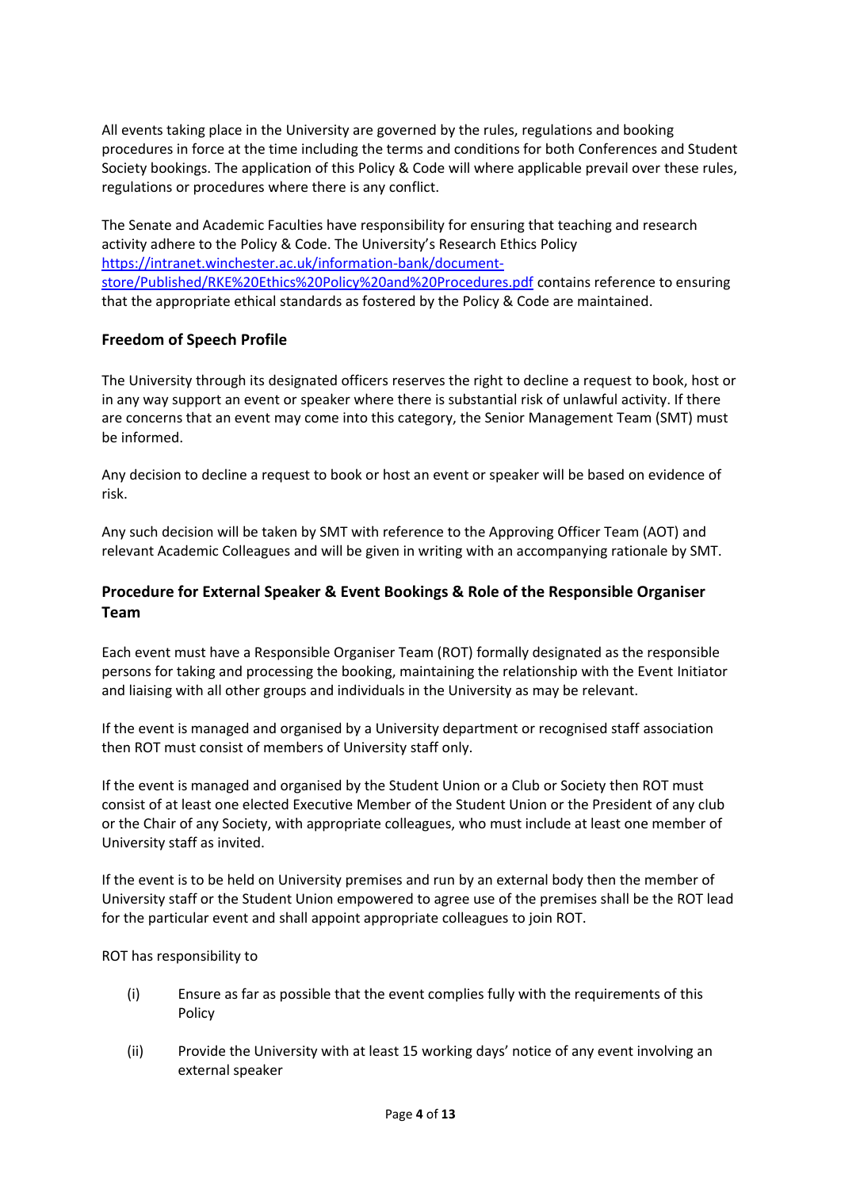All events taking place in the University are governed by the rules, regulations and booking procedures in force at the time including the terms and conditions for both Conferences and Student Society bookings. The application of this Policy & Code will where applicable prevail over these rules, regulations or procedures where there is any conflict.

The Senate and Academic Faculties have responsibility for ensuring that teaching and research activity adhere to the Policy & Code. The University's Research Ethics Policy [https://intranet.winchester.ac.uk/information-bank/document-store/Published/RKE%20Ethics%20Policy%20and%20Procedures.pdf](https://intranet.winchester.ac.uk/information-bank/document-store/Published/RKE%20Ethics%20Policy%20and%20Procedures.pdf) contains reference to ensuring that the appropriate ethical standards as fostered by the Policy & Code are maintained.

### Freedom of Speech Profile

The University through its designated officers reserves the right to decline a request to book, host or in any way support an event or speaker where there is substantial risk of unlawful activity. If there are concerns that an event may come into this category, the Senior Management Team (SMT) must be informed.

Any decision to decline a request to book or host an event or speaker will be based on evidence of risk.

Any such decision will be taken by SMT with reference to the Approving Officer Team (AOT) and relevant Academic Colleagues and will be given in writing with an accompanying rationale by SMT.

### Procedure for External Speaker & Event Bookings & Role of the Responsible Organiser Team

Each event must have a Responsible Organiser Team (ROT) formally designated as the responsible persons for taking and processing the booking, maintaining the relationship with the Event Initiator and liaising with all other groups and individuals in the University as may be relevant.

If the event is managed and organised by a University department or recognised staff association then ROT must consist of members of University staff only.

If the event is managed and organised by the Student Union or a Club or Society then ROT must consist of at least one elected Executive Member of the Student Union or the President of any club or the Chair of any Society, with appropriate colleagues, who must include at least one member of University staff as invited.

If the event is to be held on University premises and run by an external body then the member of University staff or the Student Union empowered to agree use of the premises shall be the ROT lead for the particular event and shall appoint appropriate colleagues to join ROT.

ROT has responsibility to

(i) Ensure as far as possible that the event complies fully with the requirements of this Policy

(ii) Provide the University with at least 15 working days' notice of any event involving an external speaker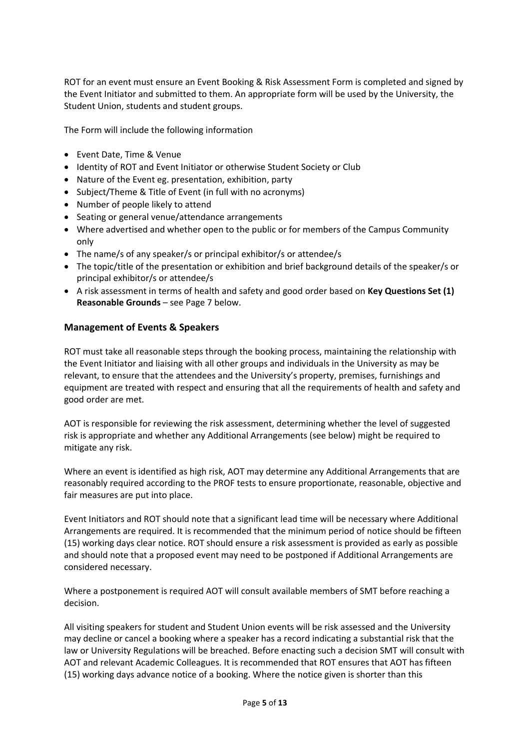ROT for an event must ensure an Event Booking & Risk Assessment Form is completed and signed by the Event Initiator and submitted to them. An appropriate form will be used by the University, the Student Union, students and student groups.

The Form will include the following information

- Event Date, Time & Venue
- Identity of ROT and Event Initiator or otherwise Student Society or Club
- Nature of the Event eg. presentation, exhibition, party
- Subject/Theme & Title of Event (in full with no acronyms)
- Number of people likely to attend
- Seating or general venue/attendance arrangements
- Where advertised and whether open to the public or for members of the Campus Community only
- The name/s of any speaker/s or principal exhibitor/s or attendee/s
- The topic/title of the presentation or exhibition and brief background details of the speaker/s or principal exhibitor/s or attendee/s
- A risk assessment in terms of health and safety and good order based on **Key Questions Set (1) Reasonable Grounds** – see Page 7 below.

## Management of Events & Speakers

ROT must take all reasonable steps through the booking process, maintaining the relationship with the Event Initiator and liaising with all other groups and individuals in the University as may be relevant, to ensure that the attendees and the University's property, premises, furnishings and equipment are treated with respect and ensuring that all the requirements of health and safety and good order are met.

AOT is responsible for reviewing the risk assessment, determining whether the level of suggested risk is appropriate and whether any Additional Arrangements (see below) might be required to mitigate any risk.

Where an event is identified as high risk, AOT may determine any Additional Arrangements that are reasonably required according to the PROF tests to ensure proportionate, reasonable, objective and fair measures are put into place.

Event Initiators and ROT should note that a significant lead time will be necessary where Additional Arrangements are required. It is recommended that the minimum period of notice should be fifteen (15) working days clear notice. ROT should ensure a risk assessment is provided as early as possible and should note that a proposed event may need to be postponed if Additional Arrangements are considered necessary.

Where a postponement is required AOT will consult available members of SMT before reaching a decision.

All visiting speakers for student and Student Union events will be risk assessed and the University may decline or cancel a booking where a speaker has a record indicating a substantial risk that the law or University Regulations will be breached. Before enacting such a decision SMT will consult with AOT and relevant Academic Colleagues. It is recommended that ROT ensures that AOT has fifteen (15) working days advance notice of a booking. Where the notice given is shorter than this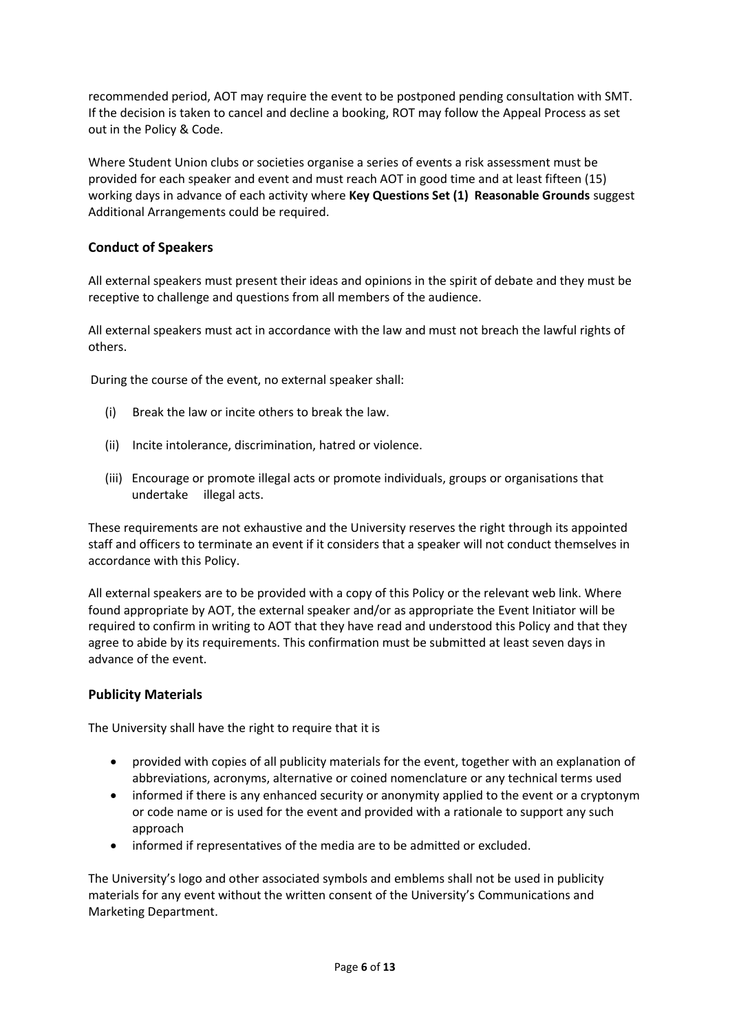recommended period, AOT may require the event to be postponed pending consultation with SMT. If the decision is taken to cancel and decline a booking, ROT may follow the Appeal Process as set out in the Policy & Code.

Where Student Union clubs or societies organise a series of events a risk assessment must be provided for each speaker and event and must reach AOT in good time and at least fifteen (15) working days in advance of each activity where **Key Questions Set (1) Reasonable Grounds** suggest Additional Arrangements could be required.

### Conduct of Speakers

All external speakers must present their ideas and opinions in the spirit of debate and they must be receptive to challenge and questions from all members of the audience.

All external speakers must act in accordance with the law and must not breach the lawful rights of others.

During the course of the event, no external speaker shall:

(i) Break the law or incite others to break the law.

(ii) Incite intolerance, discrimination, hatred or violence.

(iii) Encourage or promote illegal acts or promote individuals, groups or organisations that undertake illegal acts.

These requirements are not exhaustive and the University reserves the right through its appointed staff and officers to terminate an event if it considers that a speaker will not conduct themselves in accordance with this Policy.

All external speakers are to be provided with a copy of this Policy or the relevant web link. Where found appropriate by AOT, the external speaker and/or as appropriate the Event Initiator will be required to confirm in writing to AOT that they have read and understood this Policy and that they agree to abide by its requirements. This confirmation must be submitted at least seven days in advance of the event.

### Publicity Materials

The University shall have the right to require that it is

- provided with copies of all publicity materials for the event, together with an explanation of abbreviations, acronyms, alternative or coined nomenclature or any technical terms used
- informed if there is any enhanced security or anonymity applied to the event or a cryptonym or code name or is used for the event and provided with a rationale to support any such approach
- informed if representatives of the media are to be admitted or excluded.

The University's logo and other associated symbols and emblems shall not be used in publicity materials for any event without the written consent of the University's Communications and Marketing Department.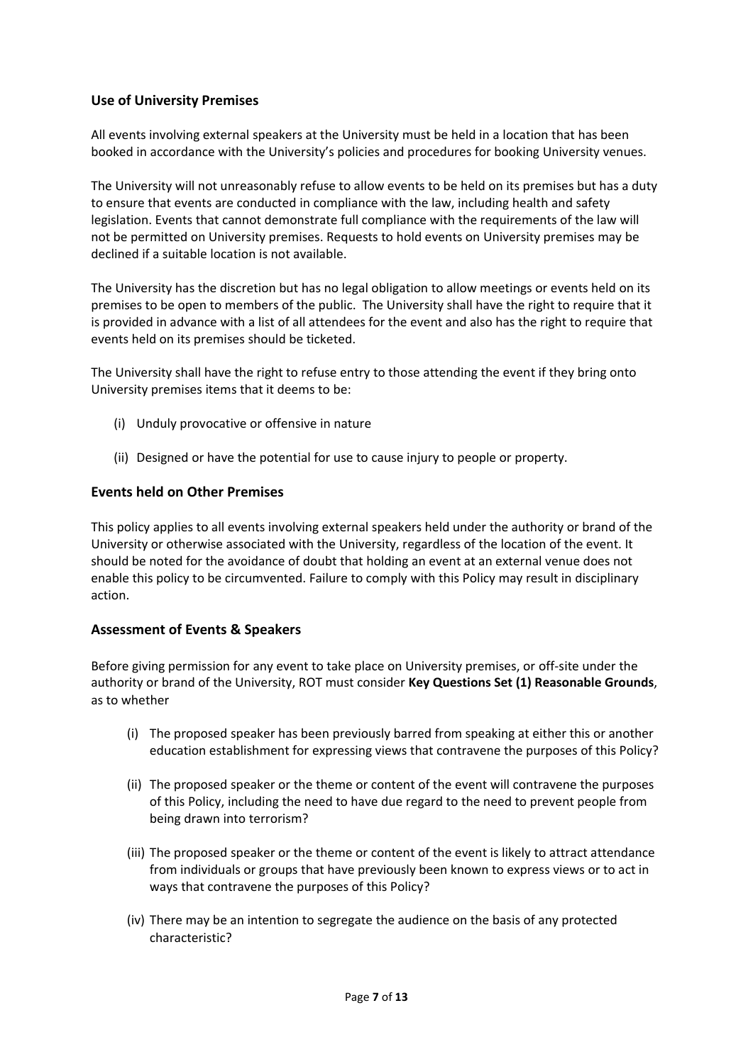## Use of University Premises

All events involving external speakers at the University must be held in a location that has been booked in accordance with the University's policies and procedures for booking University venues.

The University will not unreasonably refuse to allow events to be held on its premises but has a duty to ensure that events are conducted in compliance with the law, including health and safety legislation. Events that cannot demonstrate full compliance with the requirements of the law will not be permitted on University premises. Requests to hold events on University premises may be declined if a suitable location is not available.

The University has the discretion but has no legal obligation to allow meetings or events held on its premises to be open to members of the public. The University shall have the right to require that it is provided in advance with a list of all attendees for the event and also has the right to require that events held on its premises should be ticketed.

The University shall have the right to refuse entry to those attending the event if they bring onto University premises items that it deems to be:

(i) Unduly provocative or offensive in nature

(ii) Designed or have the potential for use to cause injury to people or property.

## Events held on Other Premises

This policy applies to all events involving external speakers held under the authority or brand of the University or otherwise associated with the University, regardless of the location of the event. It should be noted for the avoidance of doubt that holding an event at an external venue does not enable this policy to be circumvented. Failure to comply with this Policy may result in disciplinary action.

## Assessment of Events & Speakers

Before giving permission for any event to take place on University premises, or off-site under the authority or brand of the University, ROT must consider **Key Questions Set (1) Reasonable Grounds**, as to whether

(i) The proposed speaker has been previously barred from speaking at either this or another education establishment for expressing views that contravene the purposes of this Policy?

(ii) The proposed speaker or the theme or content of the event will contravene the purposes of this Policy, including the need to have due regard to the need to prevent people from being drawn into terrorism?

(iii) The proposed speaker or the theme or content of the event is likely to attract attendance from individuals or groups that have previously been known to express views or to act in ways that contravene the purposes of this Policy?

(iv) There may be an intention to segregate the audience on the basis of any protected characteristic?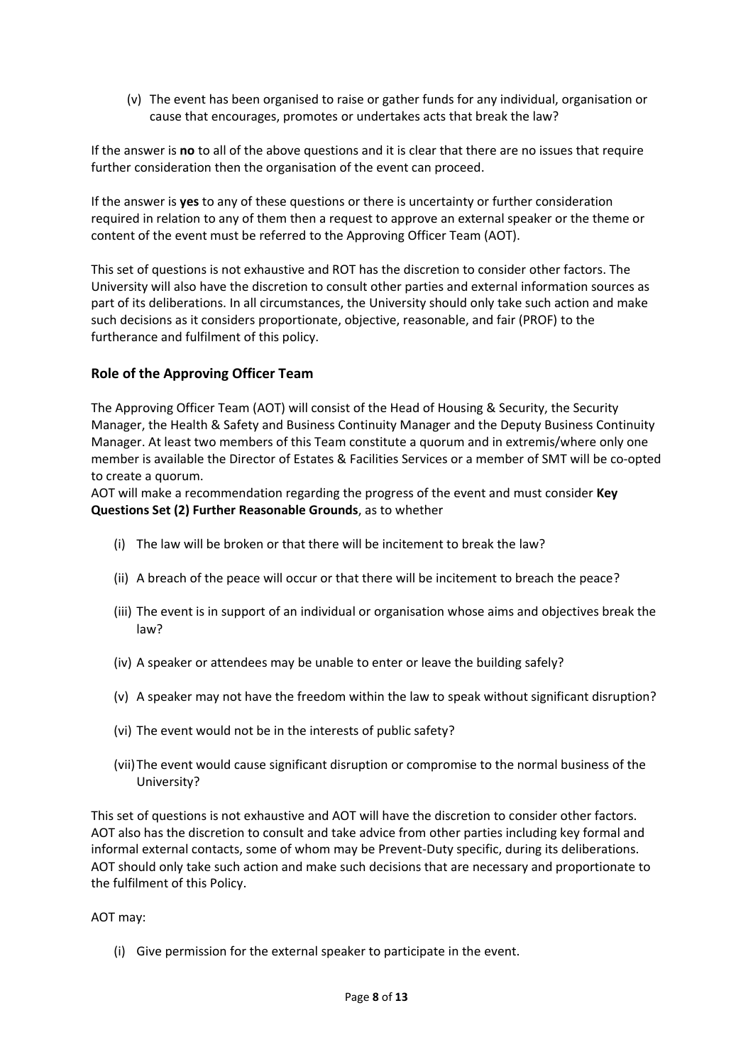(v) The event has been organised to raise or gather funds for any individual, organisation or cause that encourages, promotes or undertakes acts that break the law?

If the answer is **no** to all of the above questions and it is clear that there are no issues that require further consideration then the organisation of the event can proceed.

If the answer is **yes** to any of these questions or there is uncertainty or further consideration required in relation to any of them then a request to approve an external speaker or the theme or content of the event must be referred to the Approving Officer Team (AOT).

This set of questions is not exhaustive and ROT has the discretion to consider other factors. The University will also have the discretion to consult other parties and external information sources as part of its deliberations. In all circumstances, the University should only take such action and make such decisions as it considers proportionate, objective, reasonable, and fair (PROF) to the furtherance and fulfilment of this policy.

### Role of the Approving Officer Team

The Approving Officer Team (AOT) will consist of the Head of Housing & Security, the Security Manager, the Health & Safety and Business Continuity Manager and the Deputy Business Continuity Manager. At least two members of this Team constitute a quorum and in extremis/where only one member is available the Director of Estates & Facilities Services or a member of SMT will be co-opted to create a quorum.

AOT will make a recommendation regarding the progress of the event and must consider **Key Questions Set (2) Further Reasonable Grounds**, as to whether

(i) The law will be broken or that there will be incitement to break the law?

(ii) A breach of the peace will occur or that there will be incitement to breach the peace?

(iii) The event is in support of an individual or organisation whose aims and objectives break the law?

(iv) A speaker or attendees may be unable to enter or leave the building safely?

(v) A speaker may not have the freedom within the law to speak without significant disruption?

(vi) The event would not be in the interests of public safety?

(vii) The event would cause significant disruption or compromise to the normal business of the University?

This set of questions is not exhaustive and AOT will have the discretion to consider other factors. AOT also has the discretion to consult and take advice from other parties including key formal and informal external contacts, some of whom may be Prevent-Duty specific, during its deliberations. AOT should only take such action and make such decisions that are necessary and proportionate to the fulfilment of this Policy.

AOT may:

(i) Give permission for the external speaker to participate in the event.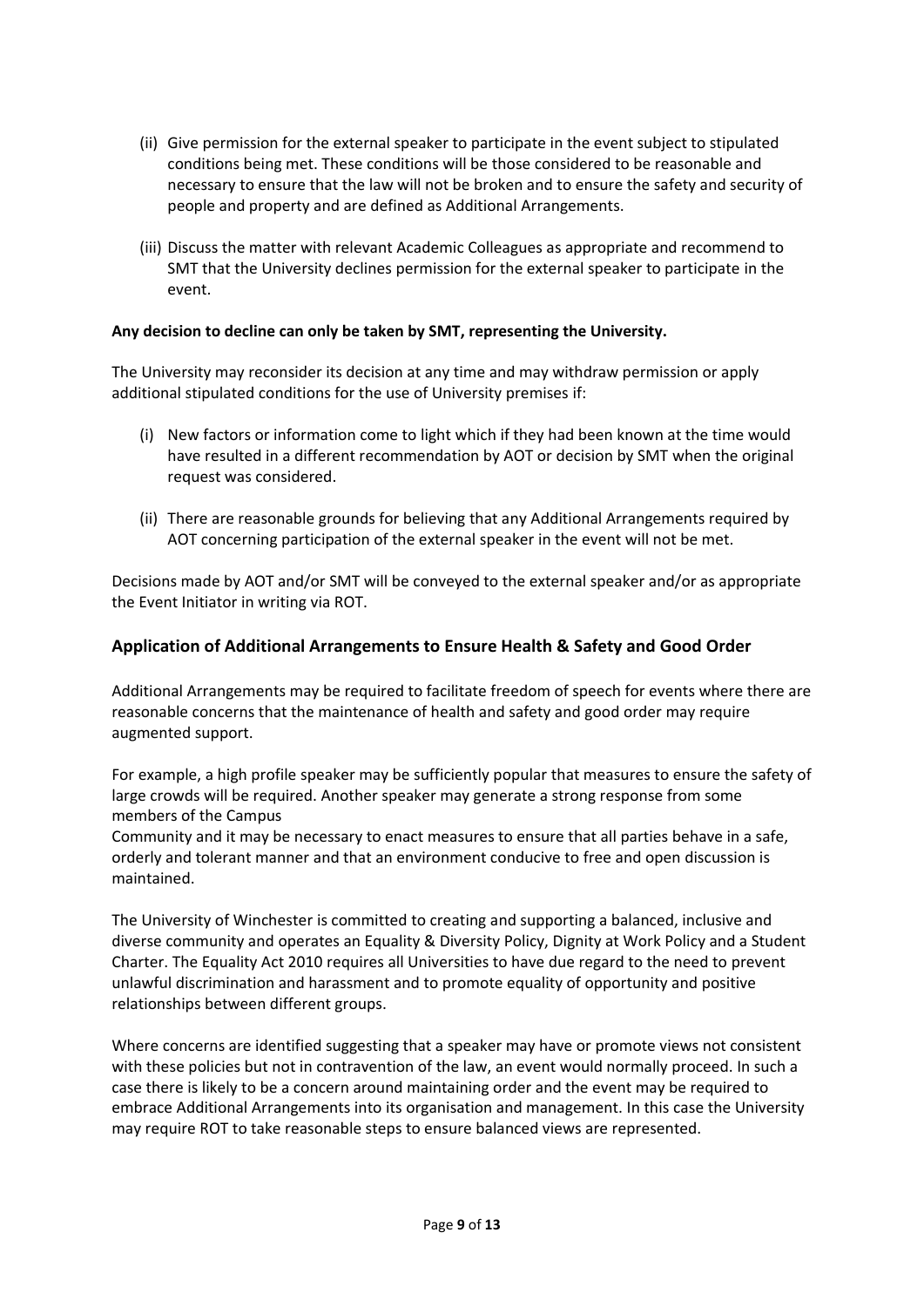(ii) Give permission for the external speaker to participate in the event subject to stipulated conditions being met. These conditions will be those considered to be reasonable and necessary to ensure that the law will not be broken and to ensure the safety and security of people and property and are defined as Additional Arrangements.

(iii) Discuss the matter with relevant Academic Colleagues as appropriate and recommend to SMT that the University declines permission for the external speaker to participate in the event.

**Any decision to decline can only be taken by SMT, representing the University.**

The University may reconsider its decision at any time and may withdraw permission or apply additional stipulated conditions for the use of University premises if:

(i) New factors or information come to light which if they had been known at the time would have resulted in a different recommendation by AOT or decision by SMT when the original request was considered.

(ii) There are reasonable grounds for believing that any Additional Arrangements required by AOT concerning participation of the external speaker in the event will not be met.

Decisions made by AOT and/or SMT will be conveyed to the external speaker and/or as appropriate the Event Initiator in writing via ROT.

## Application of Additional Arrangements to Ensure Health & Safety and Good Order

Additional Arrangements may be required to facilitate freedom of speech for events where there are reasonable concerns that the maintenance of health and safety and good order may require augmented support.

For example, a high profile speaker may be sufficiently popular that measures to ensure the safety of large crowds will be required. Another speaker may generate a strong response from some members of the Campus
Community and it may be necessary to enact measures to ensure that all parties behave in a safe, orderly and tolerant manner and that an environment conducive to free and open discussion is maintained.

The University of Winchester is committed to creating and supporting a balanced, inclusive and diverse community and operates an Equality & Diversity Policy, Dignity at Work Policy and a Student Charter. The Equality Act 2010 requires all Universities to have due regard to the need to prevent unlawful discrimination and harassment and to promote equality of opportunity and positive relationships between different groups.

Where concerns are identified suggesting that a speaker may have or promote views not consistent with these policies but not in contravention of the law, an event would normally proceed. In such a case there is likely to be a concern around maintaining order and the event may be required to embrace Additional Arrangements into its organisation and management. In this case the University may require ROT to take reasonable steps to ensure balanced views are represented.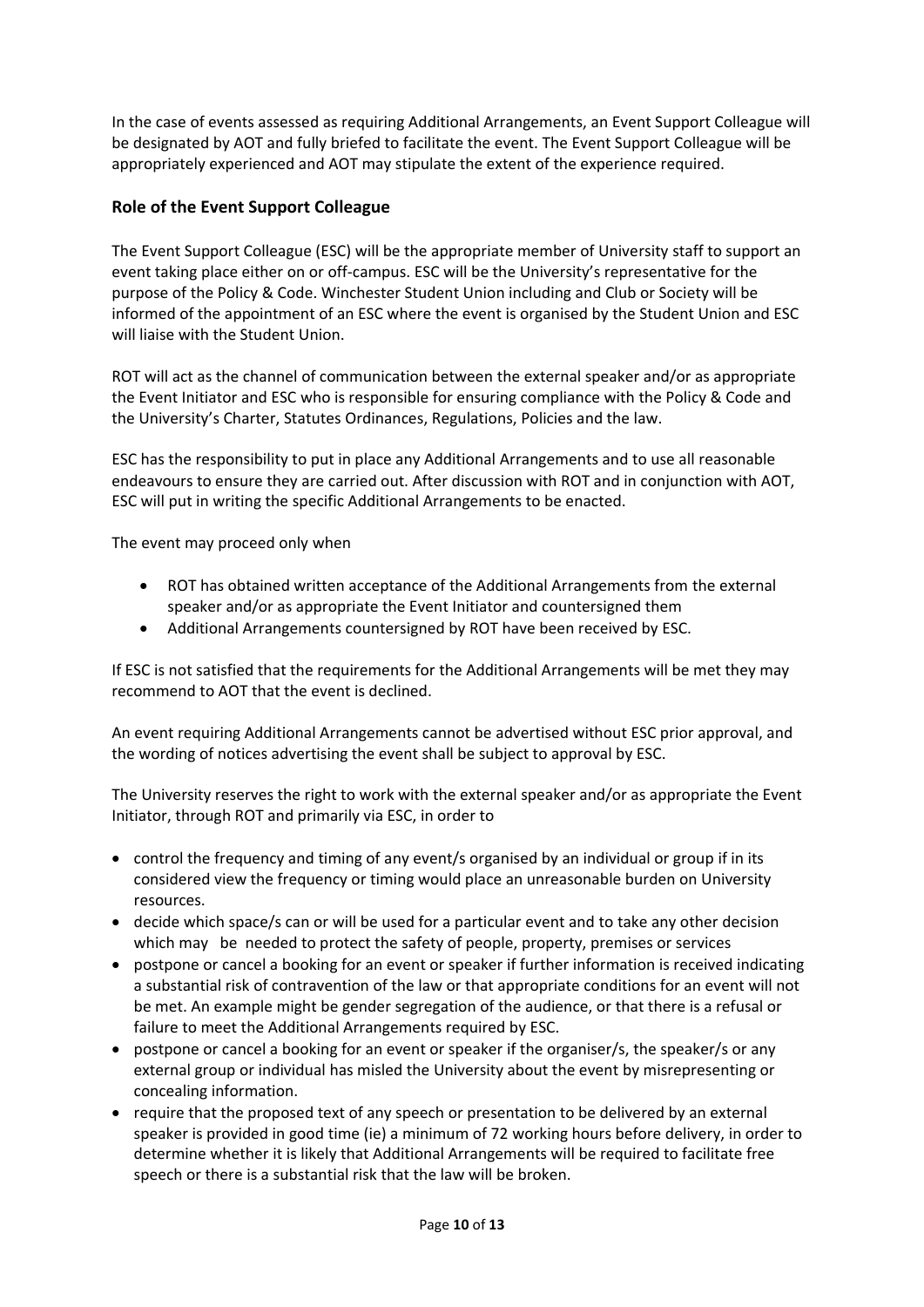In the case of events assessed as requiring Additional Arrangements, an Event Support Colleague will be designated by AOT and fully briefed to facilitate the event. The Event Support Colleague will be appropriately experienced and AOT may stipulate the extent of the experience required.

### Role of the Event Support Colleague

The Event Support Colleague (ESC) will be the appropriate member of University staff to support an event taking place either on or off-campus. ESC will be the University's representative for the purpose of the Policy & Code. Winchester Student Union including and Club or Society will be informed of the appointment of an ESC where the event is organised by the Student Union and ESC will liaise with the Student Union.

ROT will act as the channel of communication between the external speaker and/or as appropriate the Event Initiator and ESC who is responsible for ensuring compliance with the Policy & Code and the University's Charter, Statutes Ordinances, Regulations, Policies and the law.

ESC has the responsibility to put in place any Additional Arrangements and to use all reasonable endeavours to ensure they are carried out. After discussion with ROT and in conjunction with AOT, ESC will put in writing the specific Additional Arrangements to be enacted.

The event may proceed only when

- ROT has obtained written acceptance of the Additional Arrangements from the external speaker and/or as appropriate the Event Initiator and countersigned them
- Additional Arrangements countersigned by ROT have been received by ESC.

If ESC is not satisfied that the requirements for the Additional Arrangements will be met they may recommend to AOT that the event is declined.

An event requiring Additional Arrangements cannot be advertised without ESC prior approval, and the wording of notices advertising the event shall be subject to approval by ESC.

The University reserves the right to work with the external speaker and/or as appropriate the Event Initiator, through ROT and primarily via ESC, in order to

- control the frequency and timing of any event/s organised by an individual or group if in its considered view the frequency or timing would place an unreasonable burden on University resources.
- decide which space/s can or will be used for a particular event and to take any other decision which may be needed to protect the safety of people, property, premises or services
- postpone or cancel a booking for an event or speaker if further information is received indicating a substantial risk of contravention of the law or that appropriate conditions for an event will not be met. An example might be gender segregation of the audience, or that there is a refusal or failure to meet the Additional Arrangements required by ESC.
- postpone or cancel a booking for an event or speaker if the organiser/s, the speaker/s or any external group or individual has misled the University about the event by misrepresenting or concealing information.
- require that the proposed text of any speech or presentation to be delivered by an external speaker is provided in good time (ie) a minimum of 72 working hours before delivery, in order to determine whether it is likely that Additional Arrangements will be required to facilitate free speech or there is a substantial risk that the law will be broken.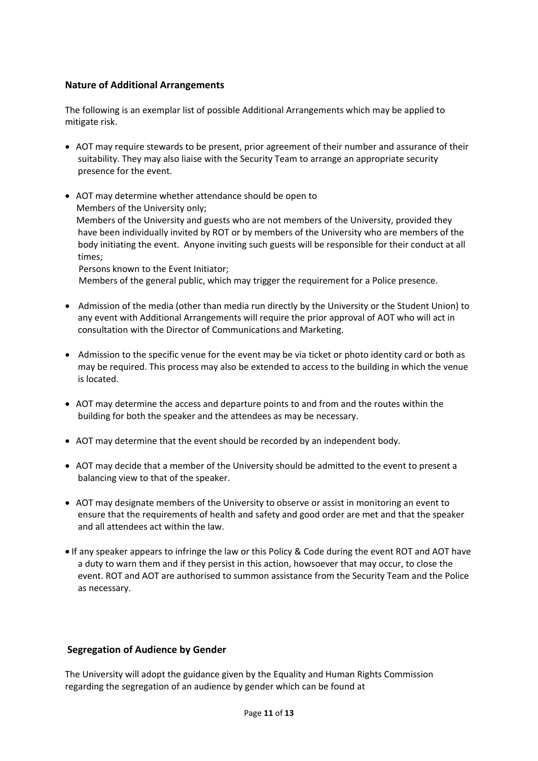## Nature of Additional Arrangements

The following is an exemplar list of possible Additional Arrangements which may be applied to mitigate risk.

- AOT may require stewards to be present, prior agreement of their number and assurance of their suitability. They may also liaise with the Security Team to arrange an appropriate security presence for the event.
- AOT may determine whether attendance should be open to
  Members of the University only;
  Members of the University and guests who are not members of the University, provided they have been individually invited by ROT or by members of the University who are members of the body initiating the event. Anyone inviting such guests will be responsible for their conduct at all times;
  Persons known to the Event Initiator;
  Members of the general public, which may trigger the requirement for a Police presence.
- Admission of the media (other than media run directly by the University or the Student Union) to any event with Additional Arrangements will require the prior approval of AOT who will act in consultation with the Director of Communications and Marketing.
- Admission to the specific venue for the event may be via ticket or photo identity card or both as may be required. This process may also be extended to access to the building in which the venue is located.
- AOT may determine the access and departure points to and from and the routes within the building for both the speaker and the attendees as may be necessary.
- AOT may determine that the event should be recorded by an independent body.
- AOT may decide that a member of the University should be admitted to the event to present a balancing view to that of the speaker.
- AOT may designate members of the University to observe or assist in monitoring an event to ensure that the requirements of health and safety and good order are met and that the speaker and all attendees act within the law.
- If any speaker appears to infringe the law or this Policy & Code during the event ROT and AOT have a duty to warn them and if they persist in this action, howsoever that may occur, to close the event. ROT and AOT are authorised to summon assistance from the Security Team and the Police as necessary.

## Segregation of Audience by Gender

The University will adopt the guidance given by the Equality and Human Rights Commission regarding the segregation of an audience by gender which can be found at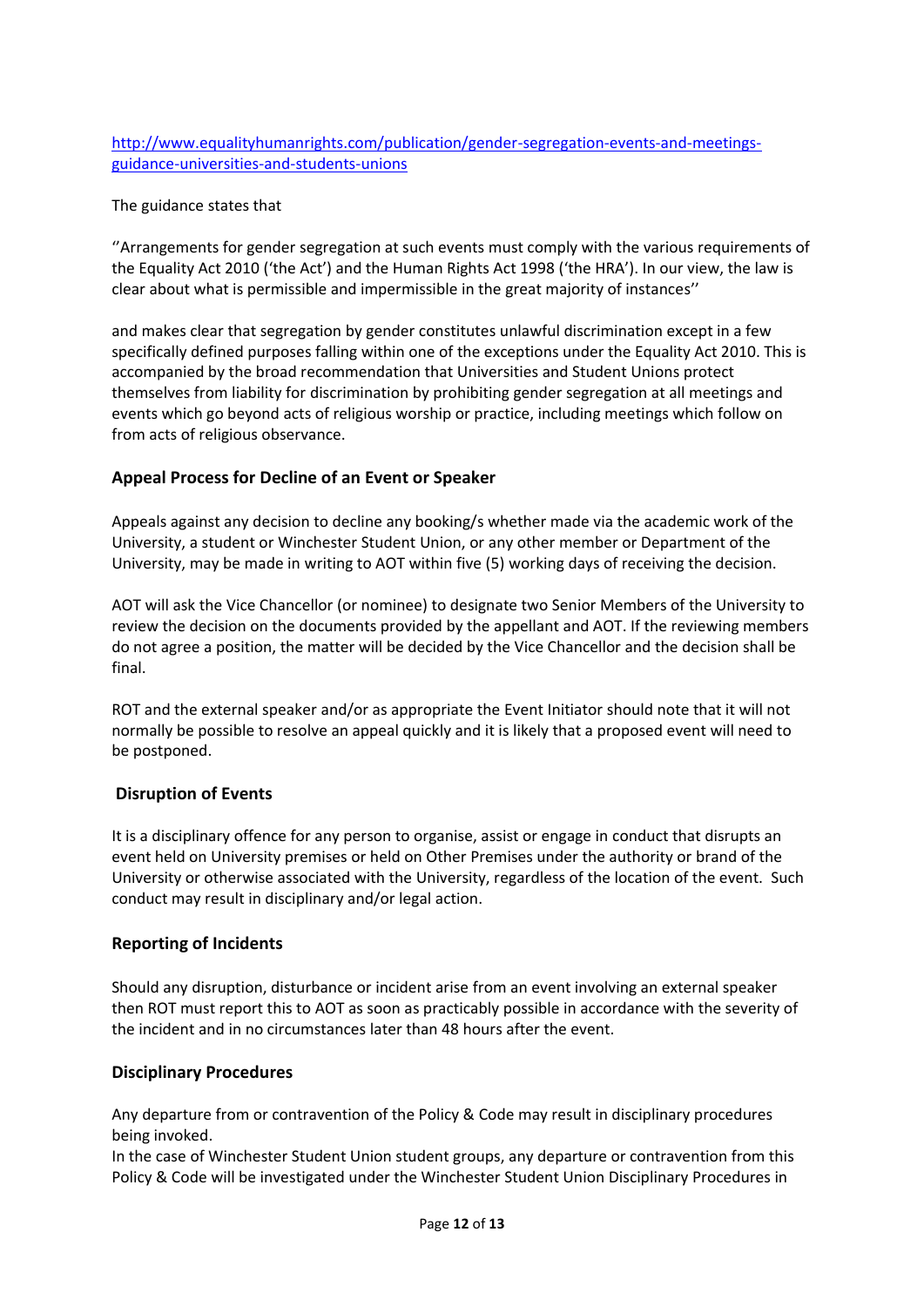[http://www.equalityhumanrights.com/publication/gender-segregation-events-and-meetings-guidance-universities-and-students-unions](http://www.equalityhumanrights.com/publication/gender-segregation-events-and-meetings-guidance-universities-and-students-unions)

The guidance states that

''Arrangements for gender segregation at such events must comply with the various requirements of the Equality Act 2010 ('the Act') and the Human Rights Act 1998 ('the HRA'). In our view, the law is clear about what is permissible and impermissible in the great majority of instances''

and makes clear that segregation by gender constitutes unlawful discrimination except in a few specifically defined purposes falling within one of the exceptions under the Equality Act 2010. This is accompanied by the broad recommendation that Universities and Student Unions protect themselves from liability for discrimination by prohibiting gender segregation at all meetings and events which go beyond acts of religious worship or practice, including meetings which follow on from acts of religious observance.

### Appeal Process for Decline of an Event or Speaker

Appeals against any decision to decline any booking/s whether made via the academic work of the University, a student or Winchester Student Union, or any other member or Department of the University, may be made in writing to AOT within five (5) working days of receiving the decision.

AOT will ask the Vice Chancellor (or nominee) to designate two Senior Members of the University to review the decision on the documents provided by the appellant and AOT. If the reviewing members do not agree a position, the matter will be decided by the Vice Chancellor and the decision shall be final.

ROT and the external speaker and/or as appropriate the Event Initiator should note that it will not normally be possible to resolve an appeal quickly and it is likely that a proposed event will need to be postponed.

### Disruption of Events

It is a disciplinary offence for any person to organise, assist or engage in conduct that disrupts an event held on University premises or held on Other Premises under the authority or brand of the University or otherwise associated with the University, regardless of the location of the event. Such conduct may result in disciplinary and/or legal action.

### Reporting of Incidents

Should any disruption, disturbance or incident arise from an event involving an external speaker then ROT must report this to AOT as soon as practicably possible in accordance with the severity of the incident and in no circumstances later than 48 hours after the event.

### Disciplinary Procedures

Any departure from or contravention of the Policy & Code may result in disciplinary procedures being invoked.
In the case of Winchester Student Union student groups, any departure or contravention from this Policy & Code will be investigated under the Winchester Student Union Disciplinary Procedures in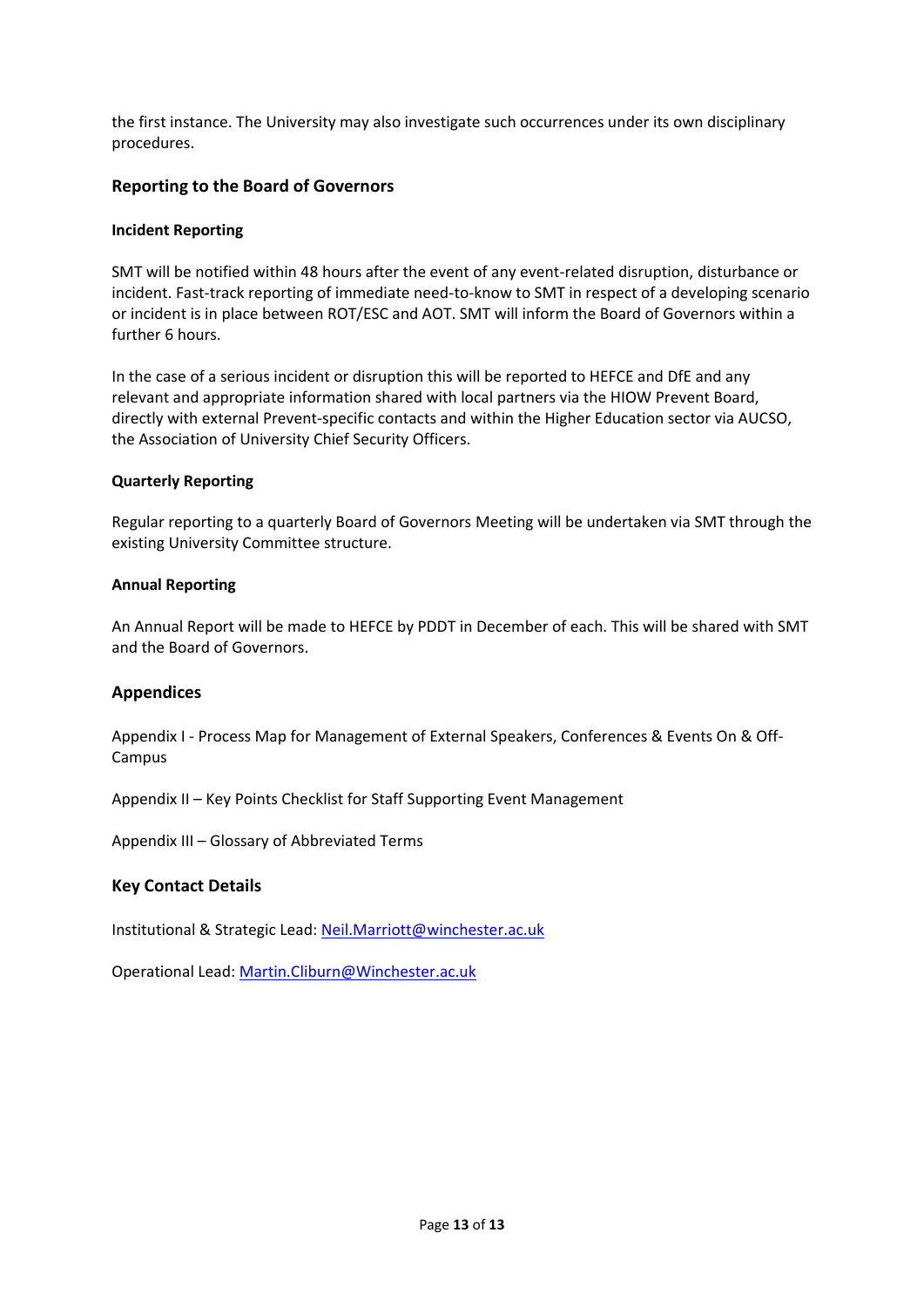the first instance. The University may also investigate such occurrences under its own disciplinary procedures.

## Reporting to the Board of Governors

### Incident Reporting

SMT will be notified within 48 hours after the event of any event-related disruption, disturbance or incident. Fast-track reporting of immediate need-to-know to SMT in respect of a developing scenario or incident is in place between ROT/ESC and AOT. SMT will inform the Board of Governors within a further 6 hours.

In the case of a serious incident or disruption this will be reported to HEFCE and DfE and any relevant and appropriate information shared with local partners via the HIOW Prevent Board, directly with external Prevent-specific contacts and within the Higher Education sector via AUCSO, the Association of University Chief Security Officers.

### Quarterly Reporting

Regular reporting to a quarterly Board of Governors Meeting will be undertaken via SMT through the existing University Committee structure.

### Annual Reporting

An Annual Report will be made to HEFCE by PDDT in December of each. This will be shared with SMT and the Board of Governors.

## Appendices

Appendix I - Process Map for Management of External Speakers, Conferences & Events On & Off-Campus

Appendix II – Key Points Checklist for Staff Supporting Event Management

Appendix III – Glossary of Abbreviated Terms

## Key Contact Details

Institutional & Strategic Lead: Neil.Marriott@winchester.ac.uk

Operational Lead: Martin.Cliburn@Winchester.ac.uk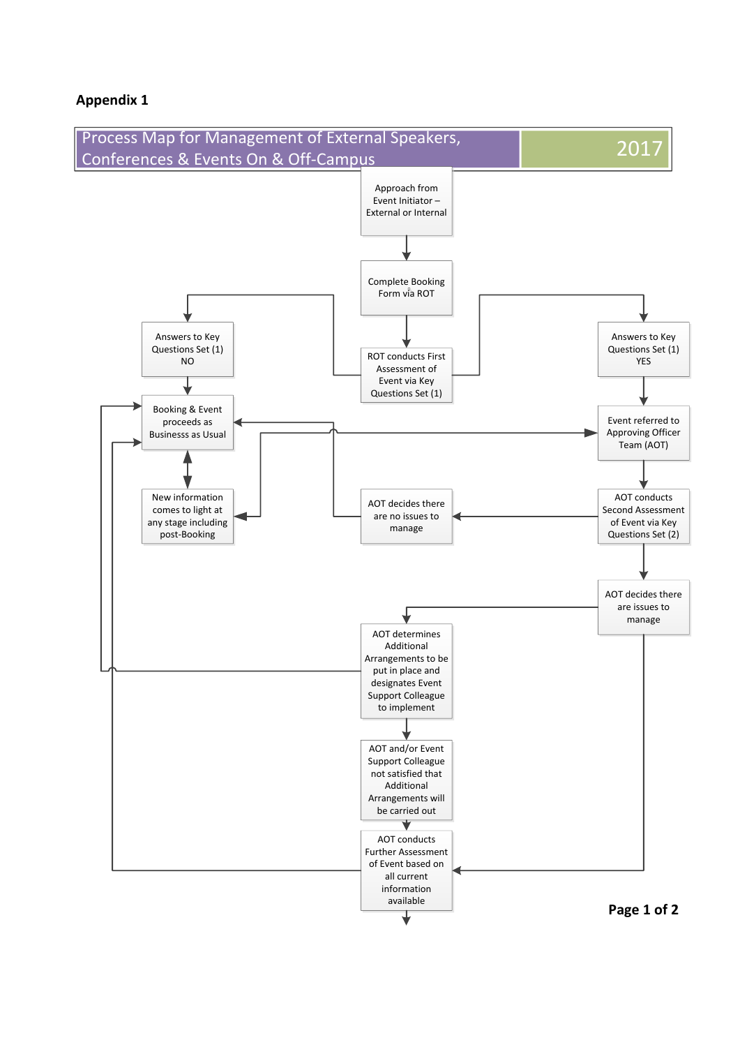**Appendix 1**

| Process Map for Management of External Speakers, Conferences & Events On & Off-Campus | 2017 |
|---|---|

- Approach from Event Initiator – External or Internal
- Complete Booking Form via ROT
- ROT conducts First Assessment of Event via Key Questions Set (1)
- Answers to Key Questions Set (1) NO
- Booking & Event proceeds as Businesss as Usual
- New information comes to light at any stage including post-Booking
- Answers to Key Questions Set (1) YES
- Event referred to Approving Officer Team (AOT)
- AOT conducts Second Assessment of Event via Key Questions Set (2)
- AOT decides there are no issues to manage
- AOT decides there are issues to manage
- AOT determines Additional Arrangements to be put in place and designates Event Support Colleague to implement
- AOT and/or Event Support Colleague not satisfied that Additional Arrangements will be carried out
- AOT conducts Further Assessment of Event based on all current information available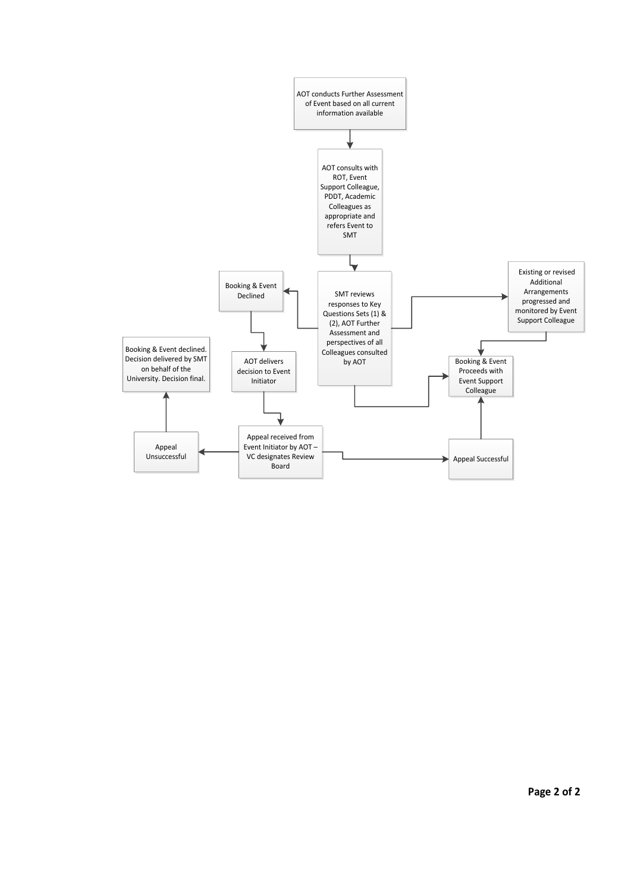AOT conducts Further Assessment of Event based on all current information available

AOT consults with ROT, Event Support Colleague, PDDT, Academic Colleagues as appropriate and refers Event to SMT

SMT reviews responses to Key Questions Sets (1) & (2), AOT Further Assessment and perspectives of all Colleagues consulted by AOT

Booking & Event Declined

Existing or revised Additional Arrangements progressed and monitored by Event Support Colleague

Booking & Event declined. Decision delivered by SMT on behalf of the University. Decision final.

AOT delivers decision to Event Initiator

Booking & Event Proceeds with Event Support Colleague

Appeal Unsuccessful

Appeal received from Event Initiator by AOT – VC designates Review Board

Appeal Successful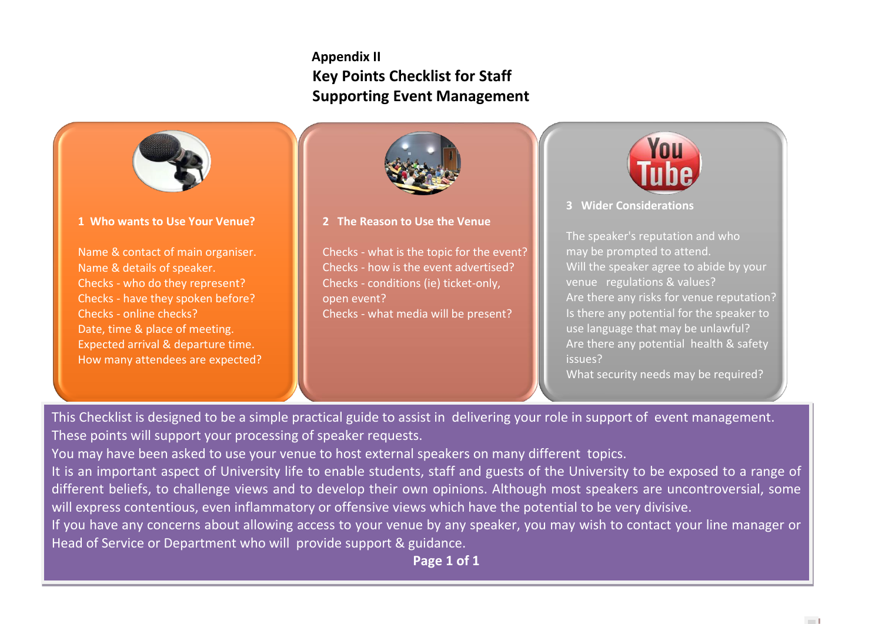**Appendix II**

# Key Points Checklist for Staff Supporting Event Management

### 1 Who wants to Use Your Venue?

Name & contact of main organiser.
Name & details of speaker.
Checks - who do they represent?
Checks - have they spoken before?
Checks - online checks?
Date, time & place of meeting.
Expected arrival & departure time.
How many attendees are expected?

### 2 The Reason to Use the Venue

Checks - what is the topic for the event?
Checks - how is the event advertised?
Checks - conditions (ie) ticket-only, open event?
Checks - what media will be present?

### 3 Wider Considerations

The speaker's reputation and who may be prompted to attend.
Will the speaker agree to abide by your venue regulations & values?
Are there any risks for venue reputation?
Is there any potential for the speaker to use language that may be unlawful?
Are there any potential health & safety issues?
What security needs may be required?

This Checklist is designed to be a simple practical guide to assist in delivering your role in support of event management. These points will support your processing of speaker requests.

You may have been asked to use your venue to host external speakers on many different topics.

It is an important aspect of University life to enable students, staff and guests of the University to be exposed to a range of different beliefs, to challenge views and to develop their own opinions. Although most speakers are uncontroversial, some will express contentious, even inflammatory or offensive views which have the potential to be very divisive.

If you have any concerns about allowing access to your venue by any speaker, you may wish to contact your line manager or Head of Service or Department who will provide support & guidance.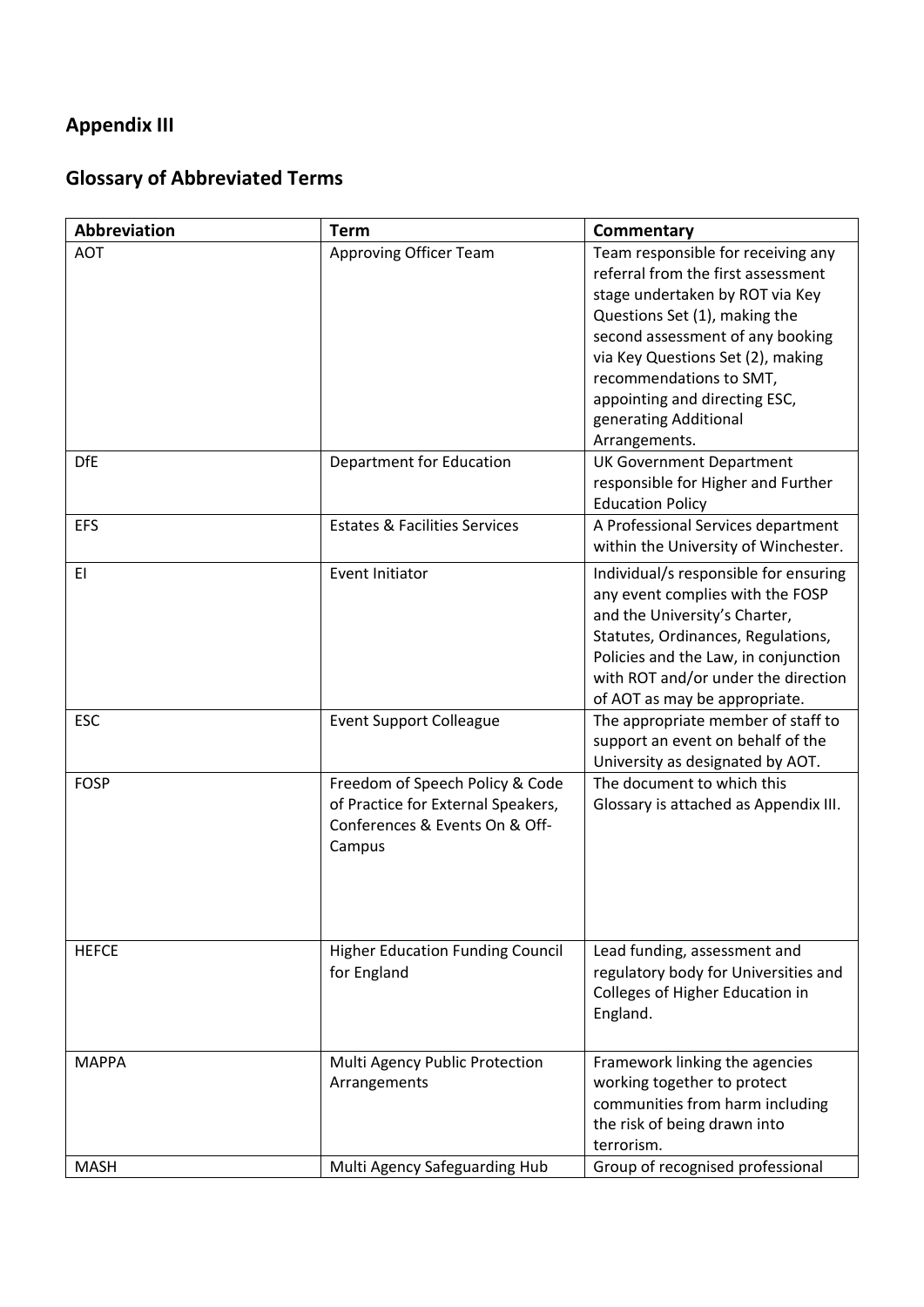## Appendix III

## Glossary of Abbreviated Terms

| Abbreviation | Term | Commentary |
| --- | --- | --- |
| AOT | Approving Officer Team | Team responsible for receiving any referral from the first assessment stage undertaken by ROT via Key Questions Set (1), making the second assessment of any booking via Key Questions Set (2), making recommendations to SMT, appointing and directing ESC, generating Additional Arrangements. |
| DfE | Department for Education | UK Government Department responsible for Higher and Further Education Policy |
| EFS | Estates & Facilities Services | A Professional Services department within the University of Winchester. |
| EI | Event Initiator | Individual/s responsible for ensuring any event complies with the FOSP and the University's Charter, Statutes, Ordinances, Regulations, Policies and the Law, in conjunction with ROT and/or under the direction of AOT as may be appropriate. |
| ESC | Event Support Colleague | The appropriate member of staff to support an event on behalf of the University as designated by AOT. |
| FOSP | Freedom of Speech Policy & Code of Practice for External Speakers, Conferences & Events On & Off-Campus | The document to which this Glossary is attached as Appendix III. |
| HEFCE | Higher Education Funding Council for England | Lead funding, assessment and regulatory body for Universities and Colleges of Higher Education in England. |
| MAPPA | Multi Agency Public Protection Arrangements | Framework linking the agencies working together to protect communities from harm including the risk of being drawn into terrorism. |
| MASH | Multi Agency Safeguarding Hub | Group of recognised professional |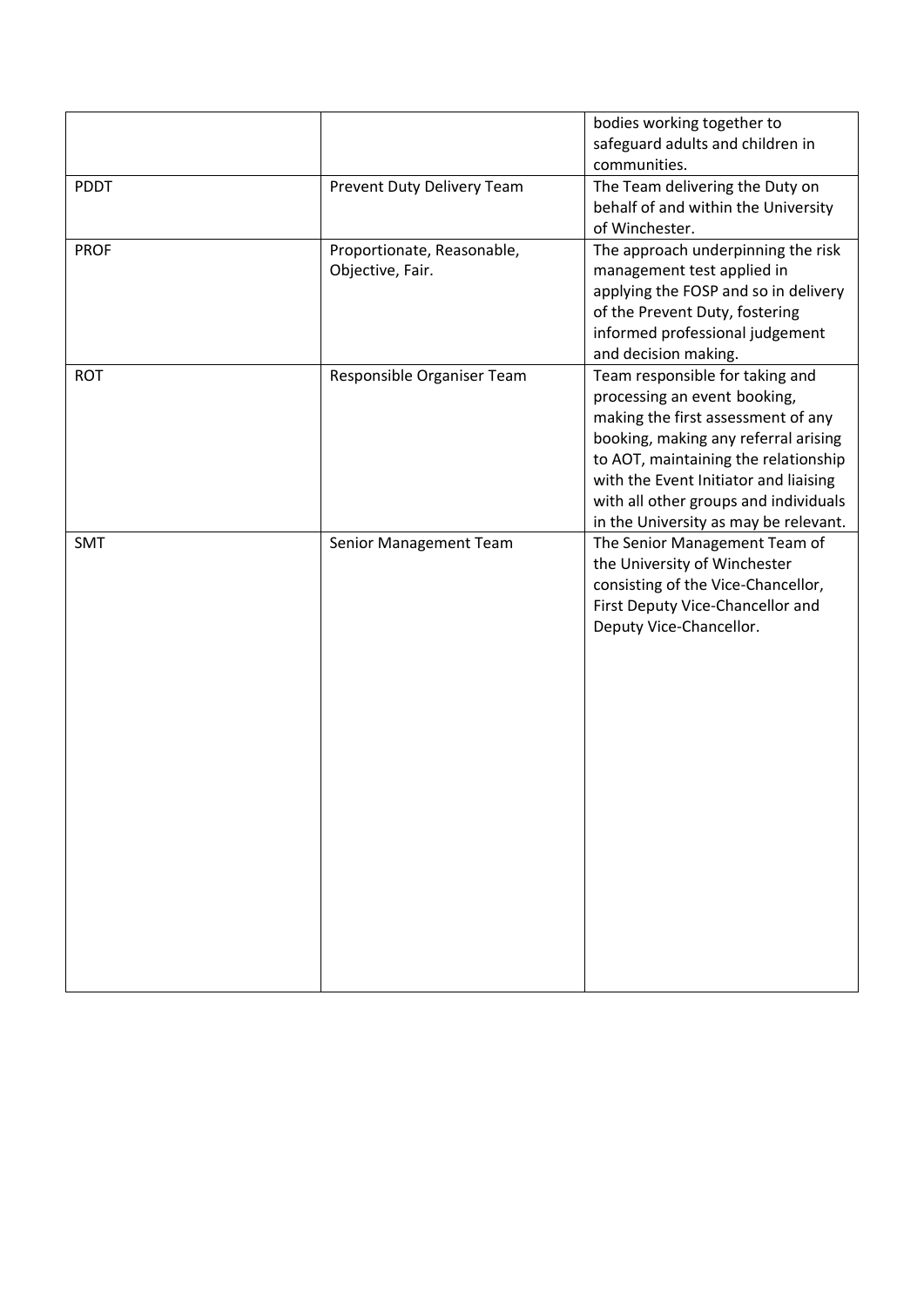| | | |
|---|---|---|
| | | bodies working together to safeguard adults and children in communities. |
| PDDT | Prevent Duty Delivery Team | The Team delivering the Duty on behalf of and within the University of Winchester. |
| PROF | Proportionate, Reasonable, Objective, Fair. | The approach underpinning the risk management test applied in applying the FOSP and so in delivery of the Prevent Duty, fostering informed professional judgement and decision making. |
| ROT | Responsible Organiser Team | Team responsible for taking and processing an event booking, making the first assessment of any booking, making any referral arising to AOT, maintaining the relationship with the Event Initiator and liaising with all other groups and individuals in the University as may be relevant. |
| SMT | Senior Management Team | The Senior Management Team of the University of Winchester consisting of the Vice-Chancellor, First Deputy Vice-Chancellor and Deputy Vice-Chancellor. |